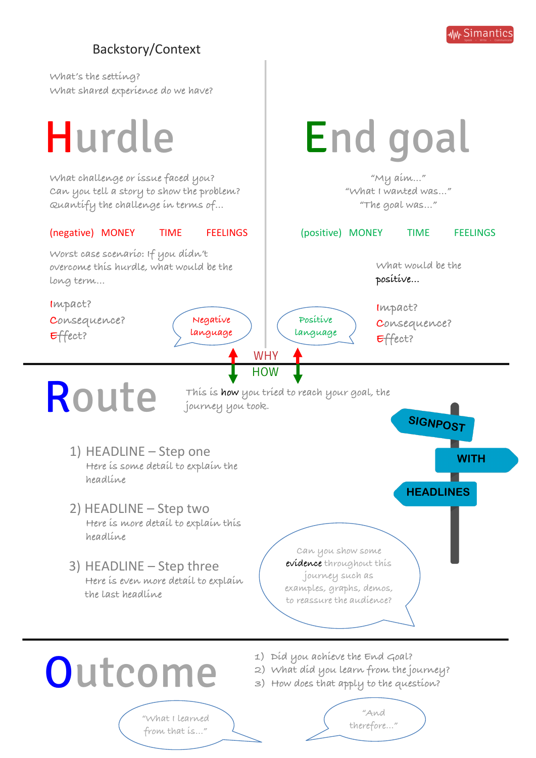Simantics

## Backstory/Context

What's the setting?
What shared experience do we have?

# Hurdle

What challenge or issue faced you?
Can you tell a story to show the problem?
Quantify the challenge in terms of...

(negative) MONEY TIME FEELINGS

Worst case scenario: If you didn't overcome this hurdle, what would be the long term...

Impact?
Consequence?
Effect?

Negative language

# End goal

"My aim..."
"What I wanted was..."
"The goal was..."

(positive) MONEY TIME FEELINGS

What would be the positive...

Impact?
Consequence?
Effect?

Positive language

WHY

HOW

# Route

This is **how** you tried to reach your goal, the journey you took.

SIGNPOST WITH HEADLINES

1) HEADLINE – Step one
   Here is some detail to explain the headline

2) HEADLINE – Step two
   Here is more detail to explain this headline

3) HEADLINE – Step three
   Here is even more detail to explain the last headline

Can you show some **evidence** throughout this journey such as examples, graphs, demos, to reassure the audience?

# Outcome

1) Did you achieve the End Goal?
2) What did you learn from the journey?
3) How does that apply to the question?

"What I learned from that is..."

"And therefore..."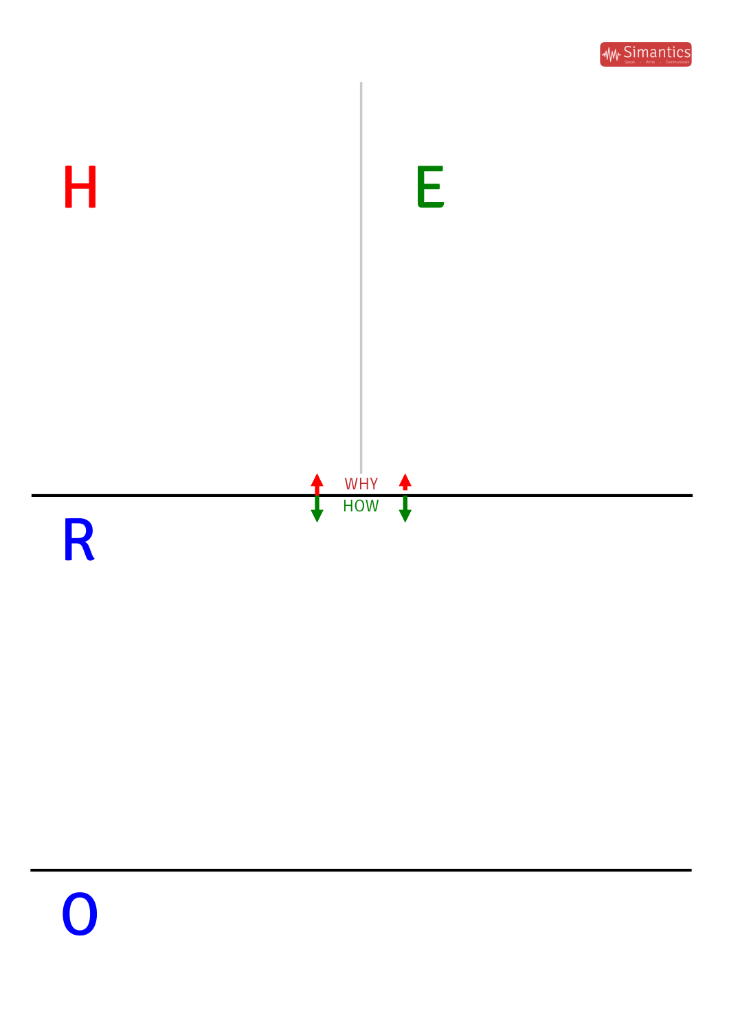H

E

WHY

HOW

R

O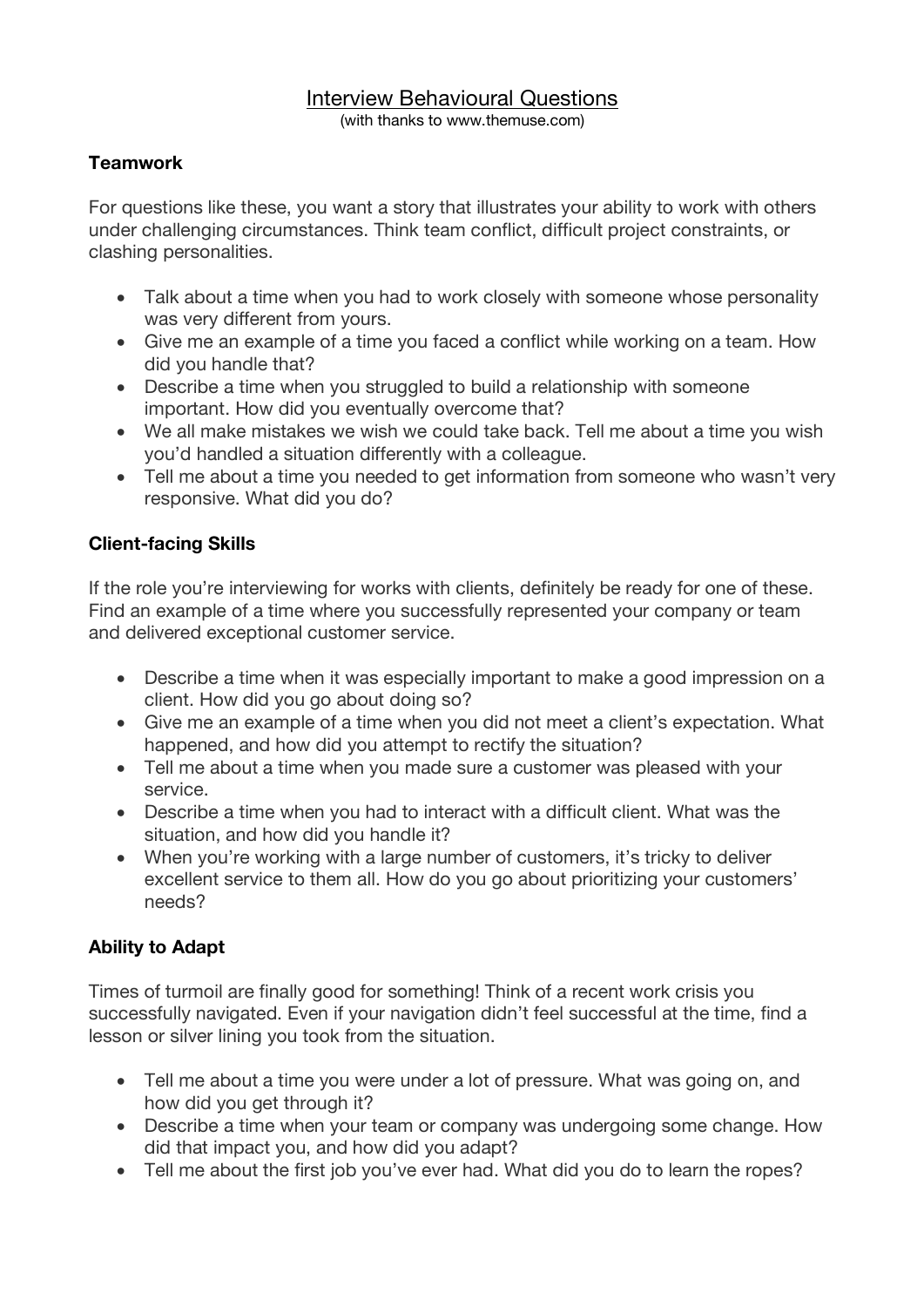# Interview Behavioural Questions

(with thanks to www.themuse.com)

**Teamwork**

For questions like these, you want a story that illustrates your ability to work with others under challenging circumstances. Think team conflict, difficult project constraints, or clashing personalities.

- Talk about a time when you had to work closely with someone whose personality was very different from yours.
- Give me an example of a time you faced a conflict while working on a team. How did you handle that?
- Describe a time when you struggled to build a relationship with someone important. How did you eventually overcome that?
- We all make mistakes we wish we could take back. Tell me about a time you wish you'd handled a situation differently with a colleague.
- Tell me about a time you needed to get information from someone who wasn't very responsive. What did you do?

**Client-facing Skills**

If the role you're interviewing for works with clients, definitely be ready for one of these. Find an example of a time where you successfully represented your company or team and delivered exceptional customer service.

- Describe a time when it was especially important to make a good impression on a client. How did you go about doing so?
- Give me an example of a time when you did not meet a client's expectation. What happened, and how did you attempt to rectify the situation?
- Tell me about a time when you made sure a customer was pleased with your service.
- Describe a time when you had to interact with a difficult client. What was the situation, and how did you handle it?
- When you're working with a large number of customers, it's tricky to deliver excellent service to them all. How do you go about prioritizing your customers' needs?

**Ability to Adapt**

Times of turmoil are finally good for something! Think of a recent work crisis you successfully navigated. Even if your navigation didn't feel successful at the time, find a lesson or silver lining you took from the situation.

- Tell me about a time you were under a lot of pressure. What was going on, and how did you get through it?
- Describe a time when your team or company was undergoing some change. How did that impact you, and how did you adapt?
- Tell me about the first job you've ever had. What did you do to learn the ropes?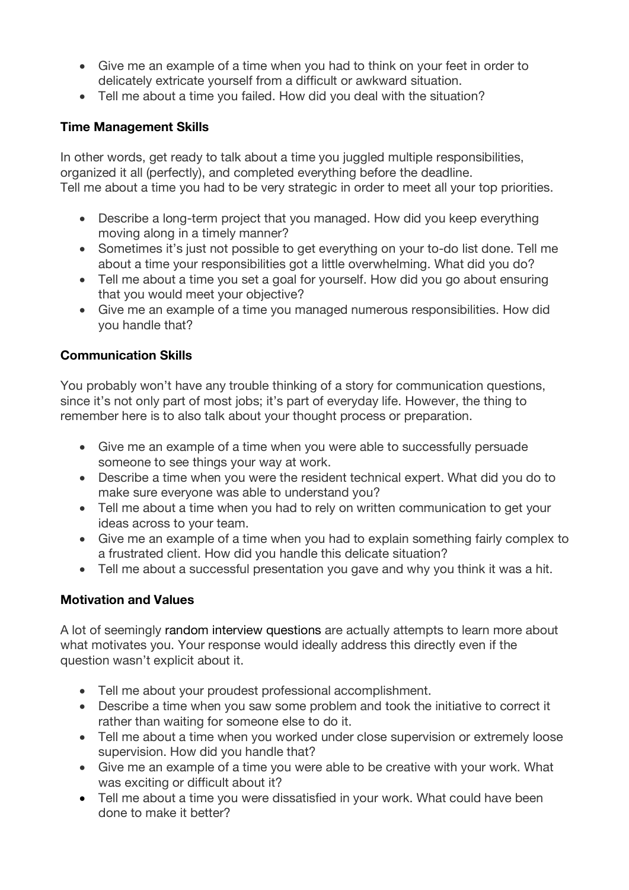- Give me an example of a time when you had to think on your feet in order to delicately extricate yourself from a difficult or awkward situation.
- Tell me about a time you failed. How did you deal with the situation?

**Time Management Skills**

In other words, get ready to talk about a time you juggled multiple responsibilities, organized it all (perfectly), and completed everything before the deadline.
Tell me about a time you had to be very strategic in order to meet all your top priorities.

- Describe a long-term project that you managed. How did you keep everything moving along in a timely manner?
- Sometimes it's just not possible to get everything on your to-do list done. Tell me about a time your responsibilities got a little overwhelming. What did you do?
- Tell me about a time you set a goal for yourself. How did you go about ensuring that you would meet your objective?
- Give me an example of a time you managed numerous responsibilities. How did you handle that?

**Communication Skills**

You probably won't have any trouble thinking of a story for communication questions, since it's not only part of most jobs; it's part of everyday life. However, the thing to remember here is to also talk about your thought process or preparation.

- Give me an example of a time when you were able to successfully persuade someone to see things your way at work.
- Describe a time when you were the resident technical expert. What did you do to make sure everyone was able to understand you?
- Tell me about a time when you had to rely on written communication to get your ideas across to your team.
- Give me an example of a time when you had to explain something fairly complex to a frustrated client. How did you handle this delicate situation?
- Tell me about a successful presentation you gave and why you think it was a hit.

**Motivation and Values**

A lot of seemingly random interview questions are actually attempts to learn more about what motivates you. Your response would ideally address this directly even if the question wasn't explicit about it.

- Tell me about your proudest professional accomplishment.
- Describe a time when you saw some problem and took the initiative to correct it rather than waiting for someone else to do it.
- Tell me about a time when you worked under close supervision or extremely loose supervision. How did you handle that?
- Give me an example of a time you were able to be creative with your work. What was exciting or difficult about it?
- Tell me about a time you were dissatisfied in your work. What could have been done to make it better?